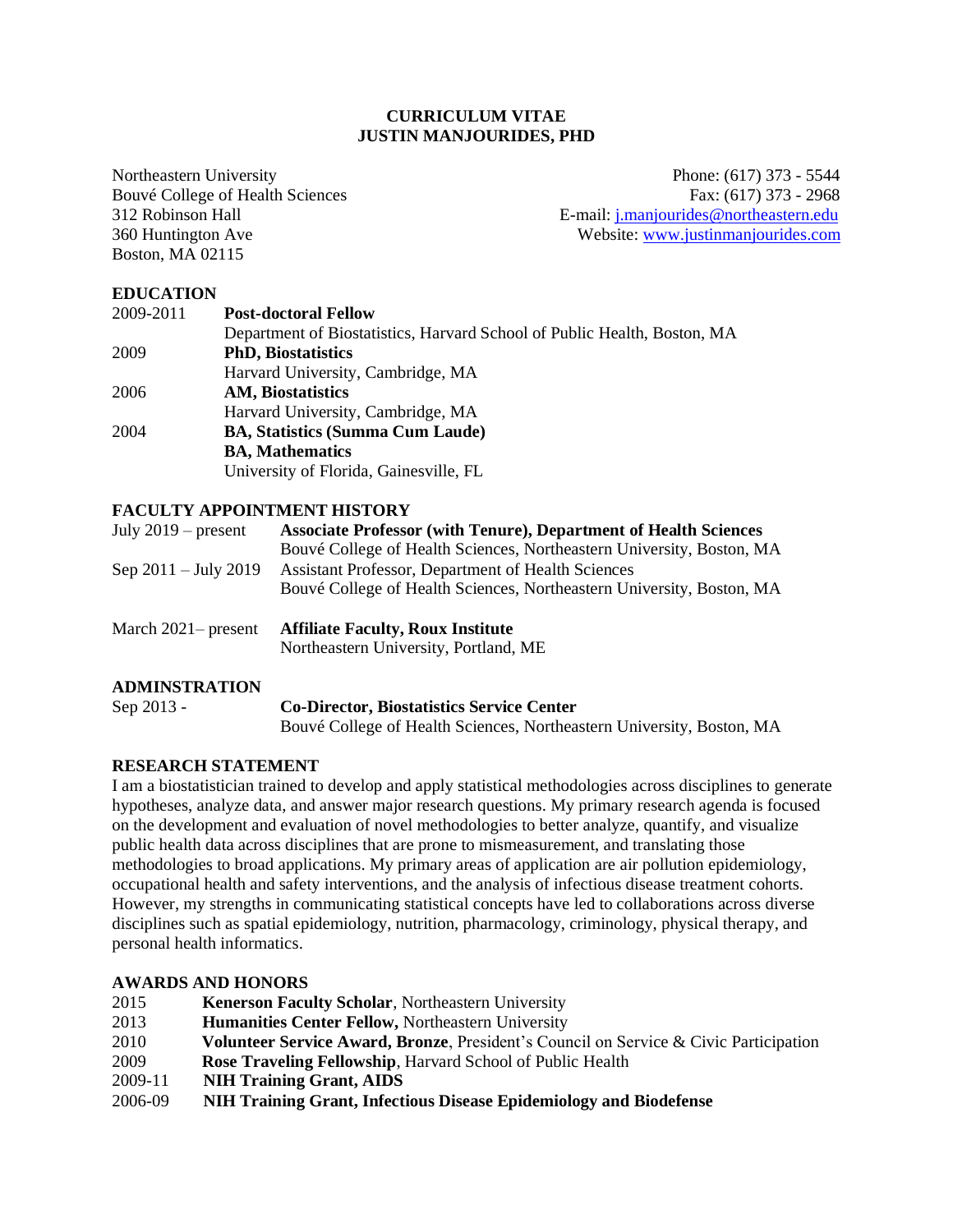# CURRICULUM VITAE
# JUSTIN MANJOURIDES, PHD

Northeastern University
Bouvé College of Health Sciences
312 Robinson Hall
360 Huntington Ave
Boston, MA 02115

Phone: (617) 373 - 5544
Fax: (617) 373 - 2968
E-mail: j.manjourides@northeastern.edu
Website: www.justinmanjourides.com

## EDUCATION

| | |
|---|---|
| 2009-2011 | **Post-doctoral Fellow**<br>Department of Biostatistics, Harvard School of Public Health, Boston, MA |
| 2009 | **PhD, Biostatistics**<br>Harvard University, Cambridge, MA |
| 2006 | **AM, Biostatistics**<br>Harvard University, Cambridge, MA |
| 2004 | **BA, Statistics (Summa Cum Laude)**<br>**BA, Mathematics**<br>University of Florida, Gainesville, FL |

## FACULTY APPOINTMENT HISTORY

| | |
|---|---|
| July 2019 – present | **Associate Professor (with Tenure), Department of Health Sciences**<br>Bouvé College of Health Sciences, Northeastern University, Boston, MA |
| Sep 2011 – July 2019 | Assistant Professor, Department of Health Sciences<br>Bouvé College of Health Sciences, Northeastern University, Boston, MA |
| March 2021– present | **Affiliate Faculty, Roux Institute**<br>Northeastern University, Portland, ME |

## ADMINSTRATION

| | |
|---|---|
| Sep 2013 - | **Co-Director, Biostatistics Service Center**<br>Bouvé College of Health Sciences, Northeastern University, Boston, MA |

## RESEARCH STATEMENT

I am a biostatistician trained to develop and apply statistical methodologies across disciplines to generate hypotheses, analyze data, and answer major research questions. My primary research agenda is focused on the development and evaluation of novel methodologies to better analyze, quantify, and visualize public health data across disciplines that are prone to mismeasurement, and translating those methodologies to broad applications. My primary areas of application are air pollution epidemiology, occupational health and safety interventions, and the analysis of infectious disease treatment cohorts. However, my strengths in communicating statistical concepts have led to collaborations across diverse disciplines such as spatial epidemiology, nutrition, pharmacology, criminology, physical therapy, and personal health informatics.

## AWARDS AND HONORS

| | |
|---|---|
| 2015 | **Kenerson Faculty Scholar**, Northeastern University |
| 2013 | **Humanities Center Fellow,** Northeastern University |
| 2010 | **Volunteer Service Award, Bronze**, President's Council on Service & Civic Participation |
| 2009 | **Rose Traveling Fellowship**, Harvard School of Public Health |
| 2009-11 | **NIH Training Grant, AIDS** |
| 2006-09 | **NIH Training Grant, Infectious Disease Epidemiology and Biodefense** |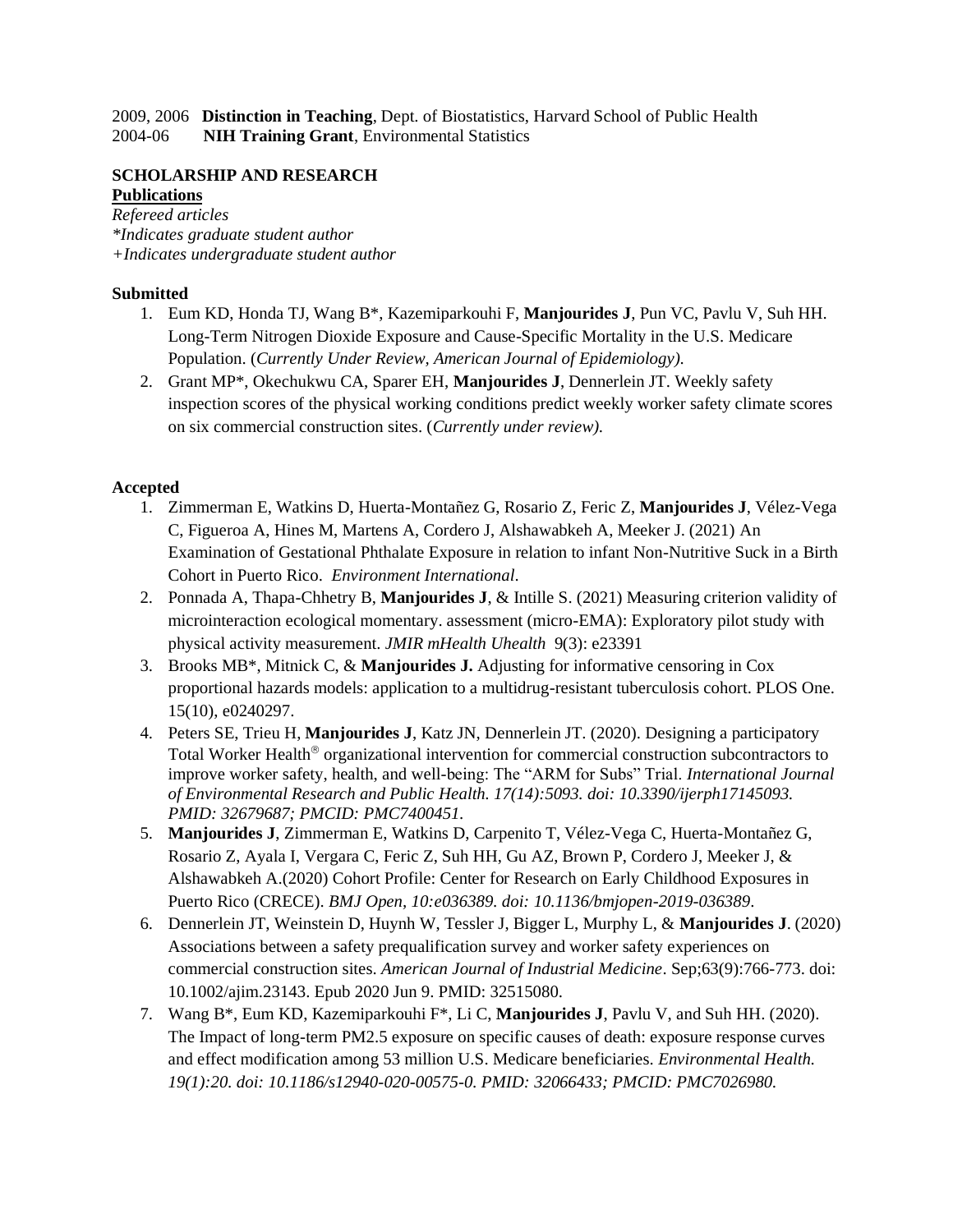2009, 2006 **Distinction in Teaching**, Dept. of Biostatistics, Harvard School of Public Health
2004-06 **NIH Training Grant**, Environmental Statistics

## SCHOLARSHIP AND RESEARCH

**Publications**

*Refereed articles*
*\*Indicates graduate student author*
*+Indicates undergraduate student author*

### Submitted

1. Eum KD, Honda TJ, Wang B*, Kazemiparkouhi F, **Manjourides J**, Pun VC, Pavlu V, Suh HH. Long-Term Nitrogen Dioxide Exposure and Cause-Specific Mortality in the U.S. Medicare Population. (*Currently Under Review, American Journal of Epidemiology).*
2. Grant MP*, Okechukwu CA, Sparer EH, **Manjourides J**, Dennerlein JT. Weekly safety inspection scores of the physical working conditions predict weekly worker safety climate scores on six commercial construction sites. (*Currently under review).*

### Accepted

1. Zimmerman E, Watkins D, Huerta-Montañez G, Rosario Z, Feric Z, **Manjourides J**, Vélez-Vega C, Figueroa A, Hines M, Martens A, Cordero J, Alshawabkeh A, Meeker J. (2021) An Examination of Gestational Phthalate Exposure in relation to infant Non-Nutritive Suck in a Birth Cohort in Puerto Rico. *Environment International*.
2. Ponnada A, Thapa-Chhetry B, **Manjourides J**, & Intille S. (2021) Measuring criterion validity of microinteraction ecological momentary. assessment (micro-EMA): Exploratory pilot study with physical activity measurement. *JMIR mHealth Uhealth* 9(3): e23391
3. Brooks MB*, Mitnick C, & **Manjourides J.** Adjusting for informative censoring in Cox proportional hazards models: application to a multidrug-resistant tuberculosis cohort. PLOS One. 15(10), e0240297.
4. Peters SE, Trieu H, **Manjourides J**, Katz JN, Dennerlein JT. (2020). Designing a participatory Total Worker Health® organizational intervention for commercial construction subcontractors to improve worker safety, health, and well-being: The "ARM for Subs" Trial. *International Journal of Environmental Research and Public Health. 17(14):5093. doi: 10.3390/ijerph17145093. PMID: 32679687; PMCID: PMC7400451.*
5. **Manjourides J**, Zimmerman E, Watkins D, Carpenito T, Vélez-Vega C, Huerta-Montañez G, Rosario Z, Ayala I, Vergara C, Feric Z, Suh HH, Gu AZ, Brown P, Cordero J, Meeker J, & Alshawabkeh A.(2020) Cohort Profile: Center for Research on Early Childhood Exposures in Puerto Rico (CRECE). *BMJ Open, 10:e036389. doi: 10.1136/bmjopen-2019-036389*.
6. Dennerlein JT, Weinstein D, Huynh W, Tessler J, Bigger L, Murphy L, & **Manjourides J**. (2020) Associations between a safety prequalification survey and worker safety experiences on commercial construction sites. *American Journal of Industrial Medicine*. Sep;63(9):766-773. doi: 10.1002/ajim.23143. Epub 2020 Jun 9. PMID: 32515080.
7. Wang B*, Eum KD, Kazemiparkouhi F*, Li C, **Manjourides J**, Pavlu V, and Suh HH. (2020). The Impact of long-term PM2.5 exposure on specific causes of death: exposure response curves and effect modification among 53 million U.S. Medicare beneficiaries. *Environmental Health. 19(1):20. doi: 10.1186/s12940-020-00575-0. PMID: 32066433; PMCID: PMC7026980.*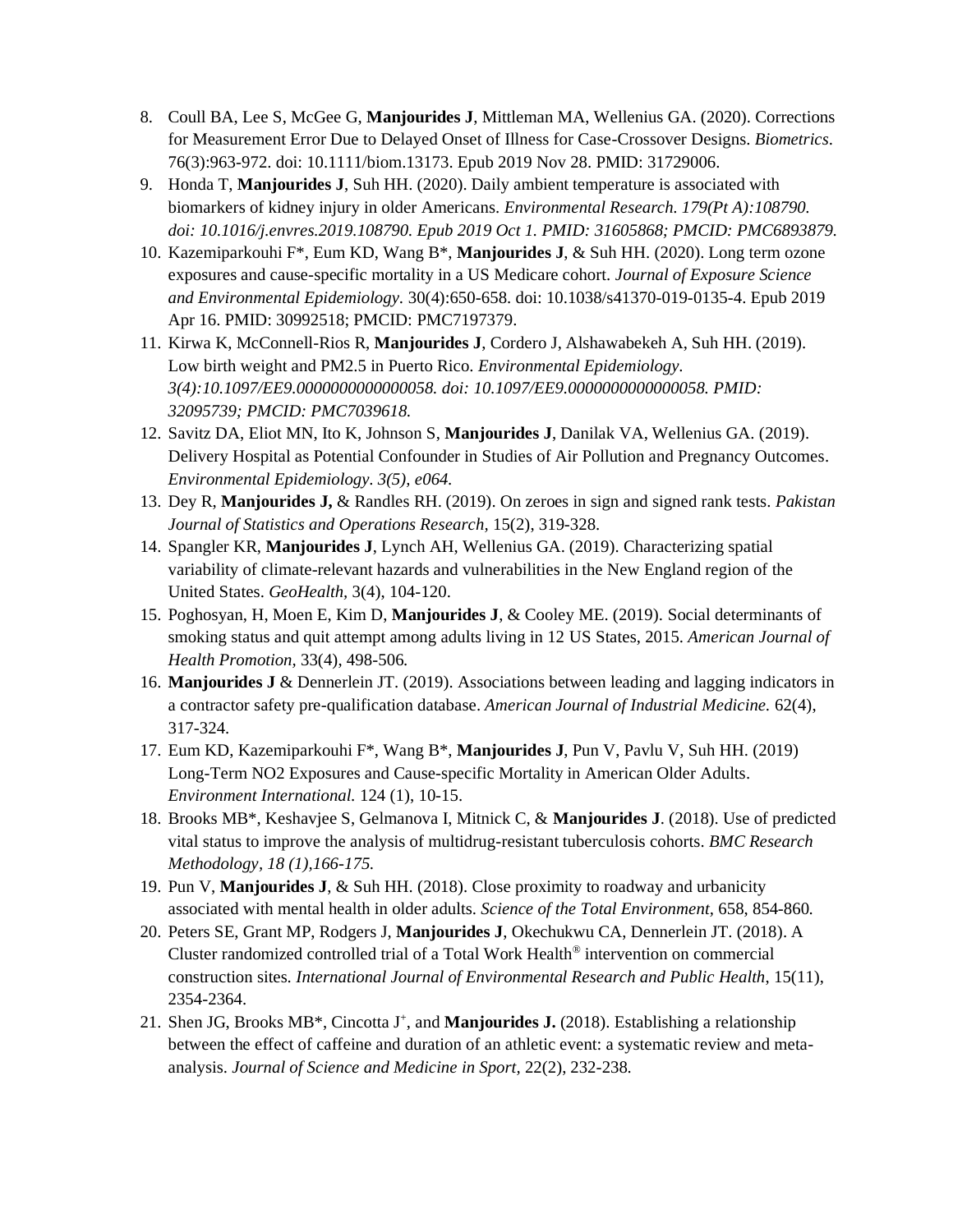8. Coull BA, Lee S, McGee G, **Manjourides J**, Mittleman MA, Wellenius GA. (2020). Corrections for Measurement Error Due to Delayed Onset of Illness for Case-Crossover Designs. *Biometrics*. 76(3):963-972. doi: 10.1111/biom.13173. Epub 2019 Nov 28. PMID: 31729006.
9. Honda T, **Manjourides J**, Suh HH. (2020). Daily ambient temperature is associated with biomarkers of kidney injury in older Americans. *Environmental Research. 179(Pt A):108790. doi: 10.1016/j.envres.2019.108790. Epub 2019 Oct 1. PMID: 31605868; PMCID: PMC6893879.*
10. Kazemiparkouhi F*, Eum KD, Wang B*, **Manjourides J**, & Suh HH. (2020). Long term ozone exposures and cause-specific mortality in a US Medicare cohort. *Journal of Exposure Science and Environmental Epidemiology.* 30(4):650-658. doi: 10.1038/s41370-019-0135-4. Epub 2019 Apr 16. PMID: 30992518; PMCID: PMC7197379.
11. Kirwa K, McConnell-Rios R, **Manjourides J**, Cordero J, Alshawabekeh A, Suh HH. (2019). Low birth weight and PM2.5 in Puerto Rico. *Environmental Epidemiology. 3(4):10.1097/EE9.0000000000000058. doi: 10.1097/EE9.0000000000000058. PMID: 32095739; PMCID: PMC7039618.*
12. Savitz DA, Eliot MN, Ito K, Johnson S, **Manjourides J**, Danilak VA, Wellenius GA. (2019). Delivery Hospital as Potential Confounder in Studies of Air Pollution and Pregnancy Outcomes. *Environmental Epidemiology. 3(5), e064.*
13. Dey R, **Manjourides J,** & Randles RH. (2019). On zeroes in sign and signed rank tests. *Pakistan Journal of Statistics and Operations Research,* 15(2), 319-328.
14. Spangler KR, **Manjourides J**, Lynch AH, Wellenius GA. (2019). Characterizing spatial variability of climate-relevant hazards and vulnerabilities in the New England region of the United States. *GeoHealth,* 3(4), 104-120.
15. Poghosyan, H, Moen E, Kim D, **Manjourides J**, & Cooley ME. (2019). Social determinants of smoking status and quit attempt among adults living in 12 US States, 2015. *American Journal of Health Promotion,* 33(4), 498-506.
16. **Manjourides J** & Dennerlein JT. (2019). Associations between leading and lagging indicators in a contractor safety pre-qualification database. *American Journal of Industrial Medicine.* 62(4), 317-324.
17. Eum KD, Kazemiparkouhi F*, Wang B*, **Manjourides J**, Pun V, Pavlu V, Suh HH. (2019) Long-Term NO2 Exposures and Cause-specific Mortality in American Older Adults. *Environment International.* 124 (1), 10-15.
18. Brooks MB*, Keshavjee S, Gelmanova I, Mitnick C, & **Manjourides J**. (2018). Use of predicted vital status to improve the analysis of multidrug-resistant tuberculosis cohorts. *BMC Research Methodology, 18 (1),166-175.*
19. Pun V, **Manjourides J**, & Suh HH. (2018). Close proximity to roadway and urbanicity associated with mental health in older adults. *Science of the Total Environment,* 658, 854-860.
20. Peters SE, Grant MP, Rodgers J, **Manjourides J**, Okechukwu CA, Dennerlein JT. (2018). A Cluster randomized controlled trial of a Total Work Health® intervention on commercial construction sites. *International Journal of Environmental Research and Public Health*, 15(11), 2354-2364.
21. Shen JG, Brooks MB*, Cincotta J[+], and **Manjourides J.** (2018). Establishing a relationship between the effect of caffeine and duration of an athletic event: a systematic review and meta-analysis. *Journal of Science and Medicine in Sport,* 22(2), 232-238.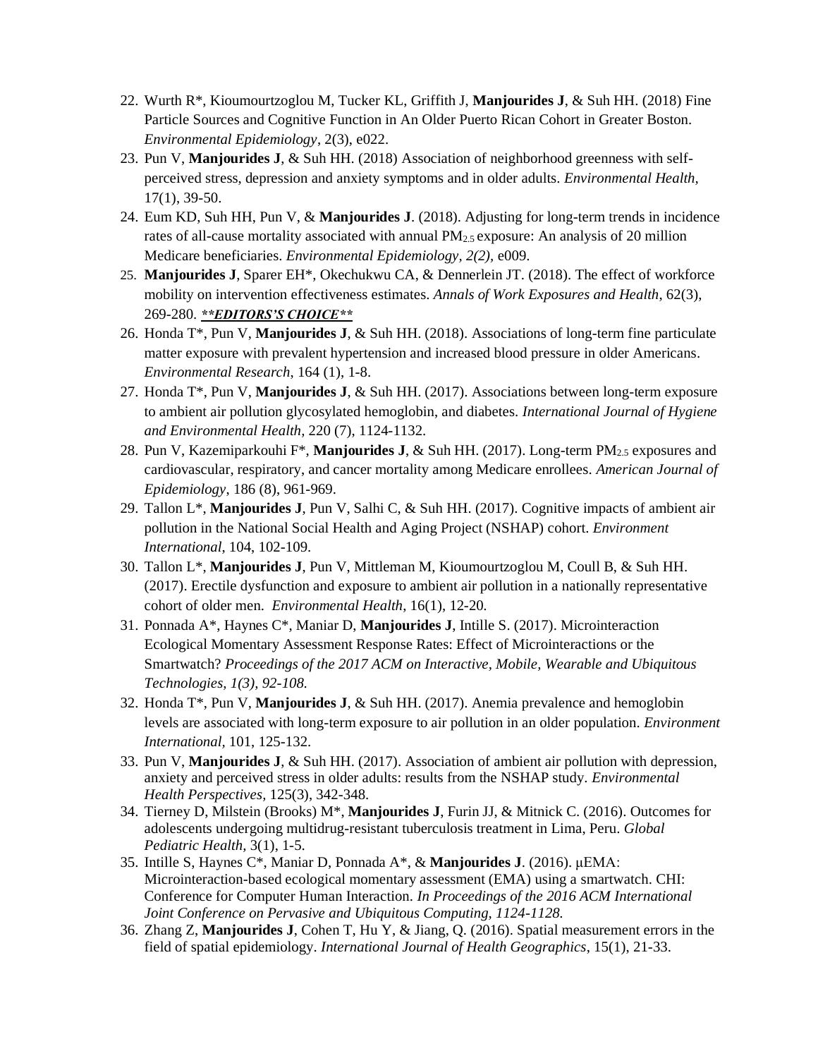22. Wurth R*, Kioumourtzoglou M, Tucker KL, Griffith J, **Manjourides J**, & Suh HH. (2018) Fine Particle Sources and Cognitive Function in An Older Puerto Rican Cohort in Greater Boston. *Environmental Epidemiology*, 2(3), e022.
23. Pun V, **Manjourides J**, & Suh HH. (2018) Association of neighborhood greenness with self-perceived stress, depression and anxiety symptoms and in older adults. *Environmental Health*, 17(1), 39-50.
24. Eum KD, Suh HH, Pun V, & **Manjourides J**. (2018). Adjusting for long-term trends in incidence rates of all-cause mortality associated with annual $PM_{2.5}$ exposure: An analysis of 20 million Medicare beneficiaries. *Environmental Epidemiology, 2(2),* e009.
25. **Manjourides J**, Sparer EH*, Okechukwu CA, & Dennerlein JT. (2018). The effect of workforce mobility on intervention effectiveness estimates. *Annals of Work Exposures and Health*, 62(3), 269-280. ***\*\*EDITORS'S CHOICE\*\****
26. Honda T*, Pun V, **Manjourides J**, & Suh HH. (2018). Associations of long-term fine particulate matter exposure with prevalent hypertension and increased blood pressure in older Americans. *Environmental Research*, 164 (1), 1-8.
27. Honda T*, Pun V, **Manjourides J**, & Suh HH. (2017). Associations between long-term exposure to ambient air pollution glycosylated hemoglobin, and diabetes. *International Journal of Hygiene and Environmental Health*, 220 (7), 1124-1132.
28. Pun V, Kazemiparkouhi F*, **Manjourides J**, & Suh HH. (2017). Long-term $PM_{2.5}$ exposures and cardiovascular, respiratory, and cancer mortality among Medicare enrollees. *American Journal of Epidemiology*, 186 (8), 961-969.
29. Tallon L*, **Manjourides J**, Pun V, Salhi C, & Suh HH. (2017). Cognitive impacts of ambient air pollution in the National Social Health and Aging Project (NSHAP) cohort. *Environment International*, 104, 102-109.
30. Tallon L*, **Manjourides J**, Pun V, Mittleman M, Kioumourtzoglou M, Coull B, & Suh HH. (2017). Erectile dysfunction and exposure to ambient air pollution in a nationally representative cohort of older men. *Environmental Health*, 16(1), 12-20.
31. Ponnada A*, Haynes C*, Maniar D, **Manjourides J**, Intille S. (2017). Microinteraction Ecological Momentary Assessment Response Rates: Effect of Microinteractions or the Smartwatch? *Proceedings of the 2017 ACM on Interactive, Mobile, Wearable and Ubiquitous Technologies, 1(3), 92-108.*
32. Honda T*, Pun V, **Manjourides J**, & Suh HH. (2017). Anemia prevalence and hemoglobin levels are associated with long-term exposure to air pollution in an older population. *Environment International,* 101, 125-132.
33. Pun V, **Manjourides J**, & Suh HH. (2017). Association of ambient air pollution with depression, anxiety and perceived stress in older adults: results from the NSHAP study. *Environmental Health Perspectives*, 125(3), 342-348.
34. Tierney D, Milstein (Brooks) M*, **Manjourides J**, Furin JJ, & Mitnick C. (2016). Outcomes for adolescents undergoing multidrug-resistant tuberculosis treatment in Lima, Peru. *Global Pediatric Health*, 3(1), 1-5.
35. Intille S, Haynes C*, Maniar D, Ponnada A*, & **Manjourides J**. (2016). μEMA: Microinteraction-based ecological momentary assessment (EMA) using a smartwatch. CHI: Conference for Computer Human Interaction. *In Proceedings of the 2016 ACM International Joint Conference on Pervasive and Ubiquitous Computing, 1124-1128.*
36. Zhang Z, **Manjourides J**, Cohen T, Hu Y, & Jiang, Q. (2016). Spatial measurement errors in the field of spatial epidemiology. *International Journal of Health Geographics*, 15(1), 21-33.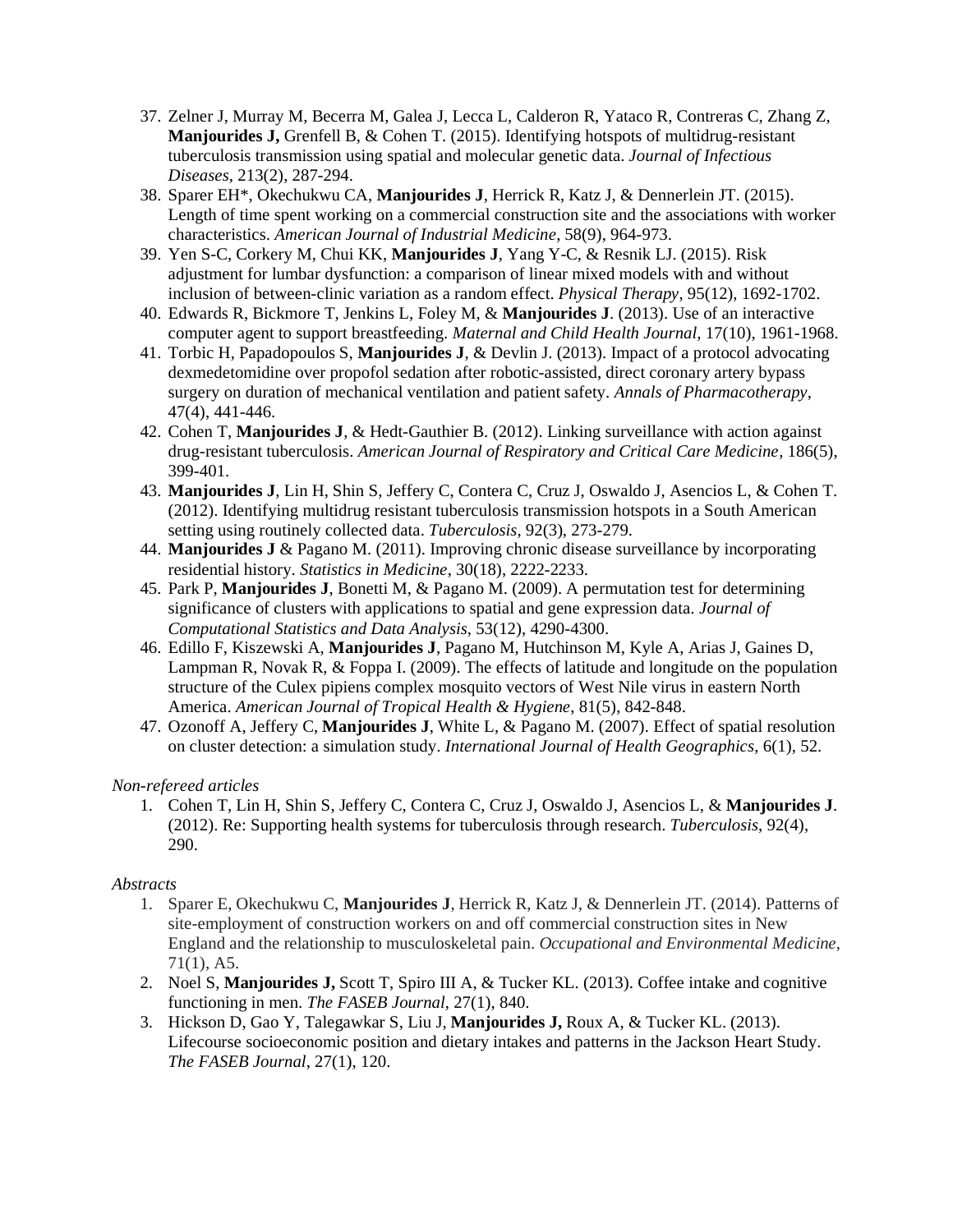37. Zelner J, Murray M, Becerra M, Galea J, Lecca L, Calderon R, Yataco R, Contreras C, Zhang Z, **Manjourides J,** Grenfell B, & Cohen T. (2015). Identifying hotspots of multidrug-resistant tuberculosis transmission using spatial and molecular genetic data. *Journal of Infectious Diseases*, 213(2), 287-294.
38. Sparer EH*, Okechukwu CA, **Manjourides J**, Herrick R, Katz J, & Dennerlein JT. (2015). Length of time spent working on a commercial construction site and the associations with worker characteristics. *American Journal of Industrial Medicine*, 58(9), 964-973.
39. Yen S-C, Corkery M, Chui KK, **Manjourides J**, Yang Y-C, & Resnik LJ. (2015). Risk adjustment for lumbar dysfunction: a comparison of linear mixed models with and without inclusion of between-clinic variation as a random effect. *Physical Therapy*, 95(12), 1692-1702.
40. Edwards R, Bickmore T, Jenkins L, Foley M, & **Manjourides J**. (2013). Use of an interactive computer agent to support breastfeeding. *Maternal and Child Health Journal*, 17(10), 1961-1968.
41. Torbic H, Papadopoulos S, **Manjourides J**, & Devlin J. (2013). Impact of a protocol advocating dexmedetomidine over propofol sedation after robotic-assisted, direct coronary artery bypass surgery on duration of mechanical ventilation and patient safety. *Annals of Pharmacotherapy*, 47(4), 441-446.
42. Cohen T, **Manjourides J**, & Hedt-Gauthier B. (2012). Linking surveillance with action against drug-resistant tuberculosis. *American Journal of Respiratory and Critical Care Medicine*, 186(5), 399-401.
43. **Manjourides J**, Lin H, Shin S, Jeffery C, Contera C, Cruz J, Oswaldo J, Asencios L, & Cohen T. (2012). Identifying multidrug resistant tuberculosis transmission hotspots in a South American setting using routinely collected data. *Tuberculosis*, 92(3), 273-279.
44. **Manjourides J** & Pagano M. (2011). Improving chronic disease surveillance by incorporating residential history. *Statistics in Medicine*, 30(18), 2222-2233.
45. Park P, **Manjourides J**, Bonetti M, & Pagano M. (2009). A permutation test for determining significance of clusters with applications to spatial and gene expression data. *Journal of Computational Statistics and Data Analysis*, 53(12), 4290-4300.
46. Edillo F, Kiszewski A, **Manjourides J**, Pagano M, Hutchinson M, Kyle A, Arias J, Gaines D, Lampman R, Novak R, & Foppa I. (2009). The effects of latitude and longitude on the population structure of the Culex pipiens complex mosquito vectors of West Nile virus in eastern North America. *American Journal of Tropical Health & Hygiene*, 81(5), 842-848.
47. Ozonoff A, Jeffery C, **Manjourides J**, White L, & Pagano M. (2007). Effect of spatial resolution on cluster detection: a simulation study. *International Journal of Health Geographics*, 6(1), 52.

*Non-refereed articles*

1. Cohen T, Lin H, Shin S, Jeffery C, Contera C, Cruz J, Oswaldo J, Asencios L, & **Manjourides J**. (2012). Re: Supporting health systems for tuberculosis through research. *Tuberculosis*, 92(4), 290.

*Abstracts*

1. Sparer E, Okechukwu C, **Manjourides J**, Herrick R, Katz J, & Dennerlein JT. (2014). Patterns of site-employment of construction workers on and off commercial construction sites in New England and the relationship to musculoskeletal pain. *Occupational and Environmental Medicine*, 71(1), A5.
2. Noel S, **Manjourides J,** Scott T, Spiro III A, & Tucker KL. (2013). Coffee intake and cognitive functioning in men. *The FASEB Journal*, 27(1), 840.
3. Hickson D, Gao Y, Talegawkar S, Liu J, **Manjourides J,** Roux A, & Tucker KL. (2013). Lifecourse socioeconomic position and dietary intakes and patterns in the Jackson Heart Study. *The FASEB Journal*, 27(1), 120.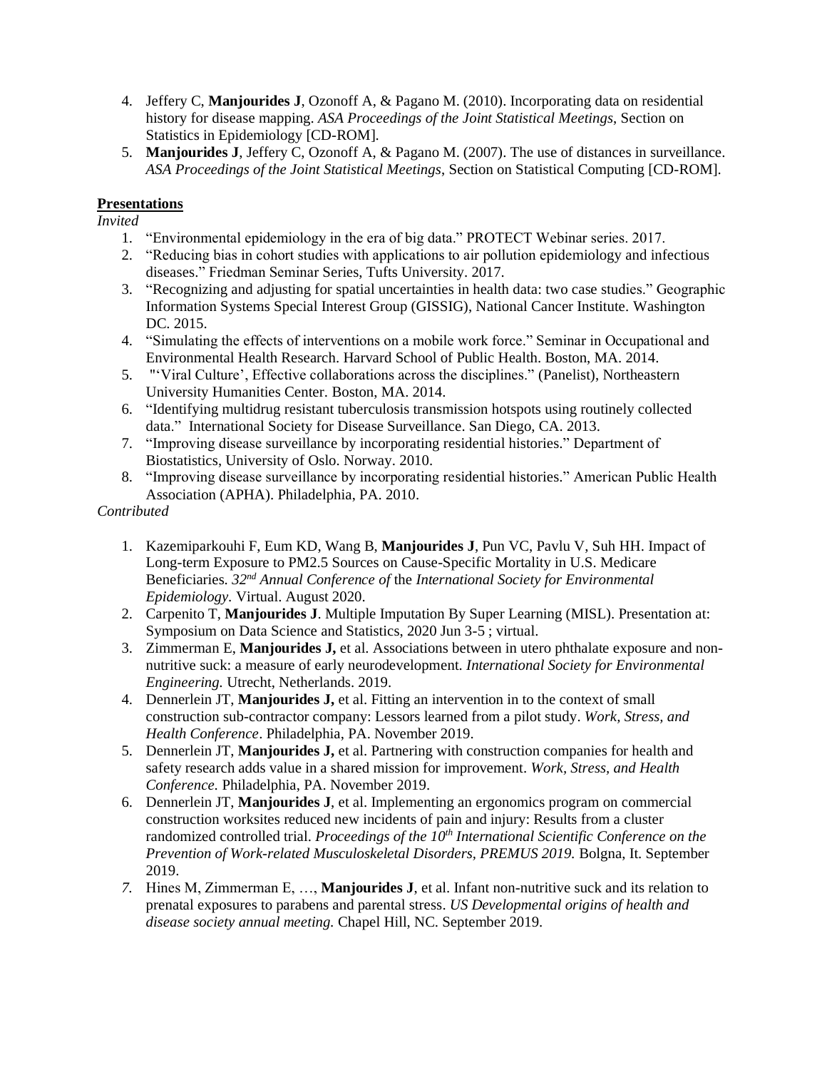4. Jeffery C, **Manjourides J**, Ozonoff A, & Pagano M. (2010). Incorporating data on residential history for disease mapping. *ASA Proceedings of the Joint Statistical Meetings*, Section on Statistics in Epidemiology [CD-ROM].
5. **Manjourides J**, Jeffery C, Ozonoff A, & Pagano M. (2007). The use of distances in surveillance. *ASA Proceedings of the Joint Statistical Meetings*, Section on Statistical Computing [CD-ROM].

**Presentations**

*Invited*

1. "Environmental epidemiology in the era of big data." PROTECT Webinar series. 2017.
2. "Reducing bias in cohort studies with applications to air pollution epidemiology and infectious diseases." Friedman Seminar Series, Tufts University. 2017.
3. "Recognizing and adjusting for spatial uncertainties in health data: two case studies." Geographic Information Systems Special Interest Group (GISSIG), National Cancer Institute. Washington DC. 2015.
4. "Simulating the effects of interventions on a mobile work force." Seminar in Occupational and Environmental Health Research. Harvard School of Public Health. Boston, MA. 2014.
5. "'Viral Culture', Effective collaborations across the disciplines." (Panelist), Northeastern University Humanities Center. Boston, MA. 2014.
6. "Identifying multidrug resistant tuberculosis transmission hotspots using routinely collected data." International Society for Disease Surveillance. San Diego, CA. 2013.
7. "Improving disease surveillance by incorporating residential histories." Department of Biostatistics, University of Oslo. Norway. 2010.
8. "Improving disease surveillance by incorporating residential histories." American Public Health Association (APHA). Philadelphia, PA. 2010.

*Contributed*

1. Kazemiparkouhi F, Eum KD, Wang B, **Manjourides J**, Pun VC, Pavlu V, Suh HH. Impact of Long-term Exposure to PM2.5 Sources on Cause-Specific Mortality in U.S. Medicare Beneficiaries. *32nd Annual Conference of* the *International Society for Environmental Epidemiology*. Virtual. August 2020.
2. Carpenito T, **Manjourides J**. Multiple Imputation By Super Learning (MISL). Presentation at: Symposium on Data Science and Statistics, 2020 Jun 3-5 ; virtual.
3. Zimmerman E, **Manjourides J,** et al. Associations between in utero phthalate exposure and non-nutritive suck: a measure of early neurodevelopment. *International Society for Environmental Engineering.* Utrecht, Netherlands. 2019.
4. Dennerlein JT, **Manjourides J,** et al. Fitting an intervention in to the context of small construction sub-contractor company: Lessors learned from a pilot study. *Work, Stress, and Health Conference*. Philadelphia, PA. November 2019.
5. Dennerlein JT, **Manjourides J,** et al. Partnering with construction companies for health and safety research adds value in a shared mission for improvement. *Work, Stress, and Health Conference.* Philadelphia, PA. November 2019.
6. Dennerlein JT, **Manjourides J**, et al. Implementing an ergonomics program on commercial construction worksites reduced new incidents of pain and injury: Results from a cluster randomized controlled trial. *Proceedings of the 10th International Scientific Conference on the Prevention of Work-related Musculoskeletal Disorders, PREMUS 2019.* Bolgna, It. September 2019.
7. Hines M, Zimmerman E, …, **Manjourides J**, et al. Infant non-nutritive suck and its relation to prenatal exposures to parabens and parental stress. *US Developmental origins of health and disease society annual meeting.* Chapel Hill, NC. September 2019.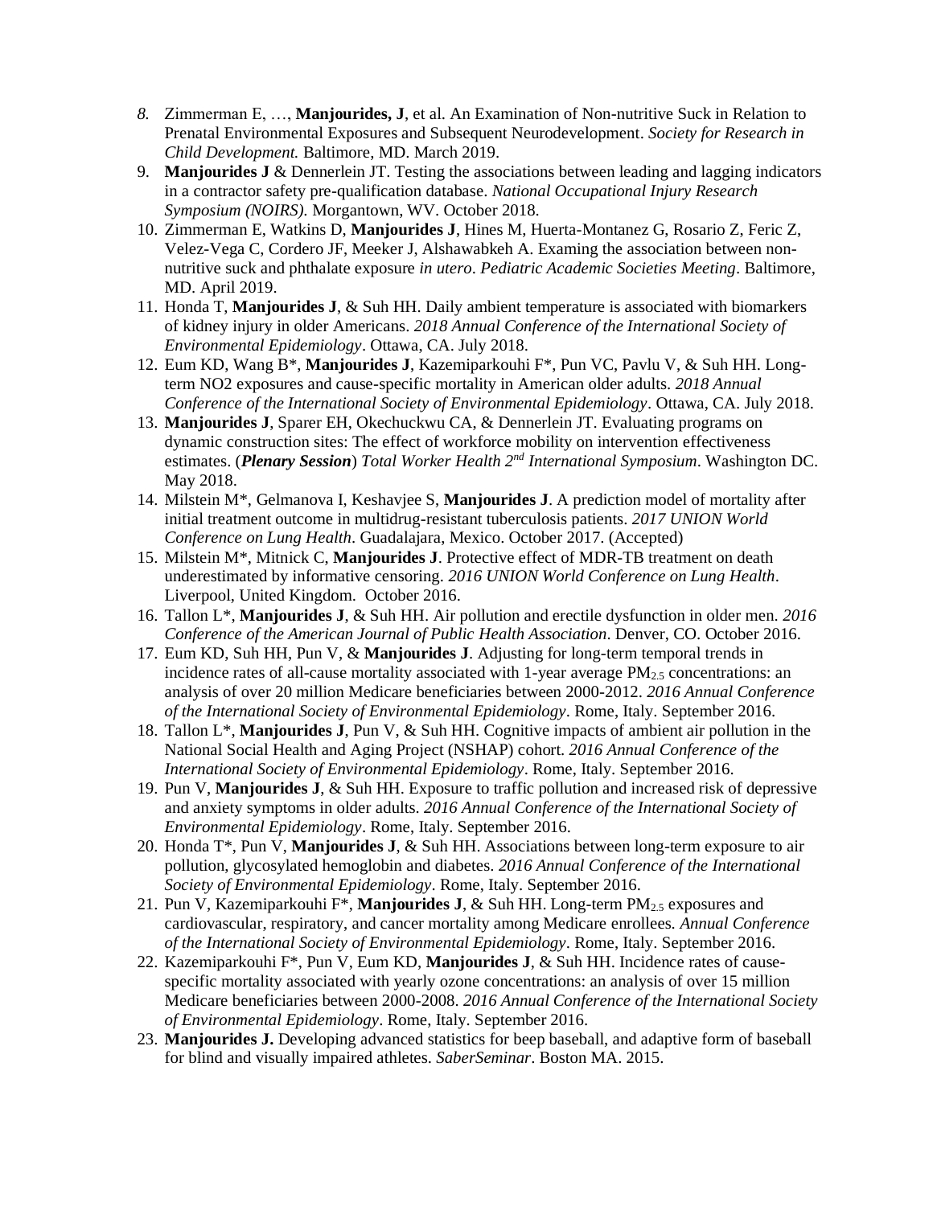8. Zimmerman E, …, **Manjourides, J**, et al. An Examination of Non-nutritive Suck in Relation to Prenatal Environmental Exposures and Subsequent Neurodevelopment. *Society for Research in Child Development.* Baltimore, MD. March 2019.
9. **Manjourides J** & Dennerlein JT. Testing the associations between leading and lagging indicators in a contractor safety pre-qualification database. *National Occupational Injury Research Symposium (NOIRS).* Morgantown, WV. October 2018.
10. Zimmerman E, Watkins D, **Manjourides J**, Hines M, Huerta-Montanez G, Rosario Z, Feric Z, Velez-Vega C, Cordero JF, Meeker J, Alshawabkeh A. Examing the association between non-nutritive suck and phthalate exposure *in utero*. *Pediatric Academic Societies Meeting*. Baltimore, MD. April 2019.
11. Honda T, **Manjourides J**, & Suh HH. Daily ambient temperature is associated with biomarkers of kidney injury in older Americans. *2018 Annual Conference of the International Society of Environmental Epidemiology*. Ottawa, CA. July 2018.
12. Eum KD, Wang B*, **Manjourides J**, Kazemiparkouhi F*, Pun VC, Pavlu V, & Suh HH. Long-term NO2 exposures and cause-specific mortality in American older adults. *2018 Annual Conference of the International Society of Environmental Epidemiology*. Ottawa, CA. July 2018.
13. **Manjourides J**, Sparer EH, Okechuckwu CA, & Dennerlein JT. Evaluating programs on dynamic construction sites: The effect of workforce mobility on intervention effectiveness estimates. (***Plenary Session***) *Total Worker Health 2nd International Symposium*. Washington DC. May 2018.
14. Milstein M*, Gelmanova I, Keshavjee S, **Manjourides J**. A prediction model of mortality after initial treatment outcome in multidrug-resistant tuberculosis patients. *2017 UNION World Conference on Lung Health*. Guadalajara, Mexico. October 2017. (Accepted)
15. Milstein M*, Mitnick C, **Manjourides J**. Protective effect of MDR-TB treatment on death underestimated by informative censoring. *2016 UNION World Conference on Lung Health*. Liverpool, United Kingdom. October 2016.
16. Tallon L*, **Manjourides J**, & Suh HH. Air pollution and erectile dysfunction in older men. *2016 Conference of the American Journal of Public Health Association*. Denver, CO. October 2016.
17. Eum KD, Suh HH, Pun V, & **Manjourides J**. Adjusting for long-term temporal trends in incidence rates of all-cause mortality associated with 1-year average $PM_{2.5}$ concentrations: an analysis of over 20 million Medicare beneficiaries between 2000-2012. *2016 Annual Conference of the International Society of Environmental Epidemiology*. Rome, Italy. September 2016.
18. Tallon L*, **Manjourides J**, Pun V, & Suh HH. Cognitive impacts of ambient air pollution in the National Social Health and Aging Project (NSHAP) cohort. *2016 Annual Conference of the International Society of Environmental Epidemiology*. Rome, Italy. September 2016.
19. Pun V, **Manjourides J**, & Suh HH. Exposure to traffic pollution and increased risk of depressive and anxiety symptoms in older adults. *2016 Annual Conference of the International Society of Environmental Epidemiology*. Rome, Italy. September 2016.
20. Honda T*, Pun V, **Manjourides J**, & Suh HH. Associations between long-term exposure to air pollution, glycosylated hemoglobin and diabetes. *2016 Annual Conference of the International Society of Environmental Epidemiology*. Rome, Italy. September 2016.
21. Pun V, Kazemiparkouhi F*, **Manjourides J**, & Suh HH. Long-term $PM_{2.5}$ exposures and cardiovascular, respiratory, and cancer mortality among Medicare enrollees. *Annual Conference of the International Society of Environmental Epidemiology*. Rome, Italy. September 2016.
22. Kazemiparkouhi F*, Pun V, Eum KD, **Manjourides J**, & Suh HH. Incidence rates of cause-specific mortality associated with yearly ozone concentrations: an analysis of over 15 million Medicare beneficiaries between 2000-2008. *2016 Annual Conference of the International Society of Environmental Epidemiology*. Rome, Italy. September 2016.
23. **Manjourides J.** Developing advanced statistics for beep baseball, and adaptive form of baseball for blind and visually impaired athletes. *SaberSeminar*. Boston MA. 2015.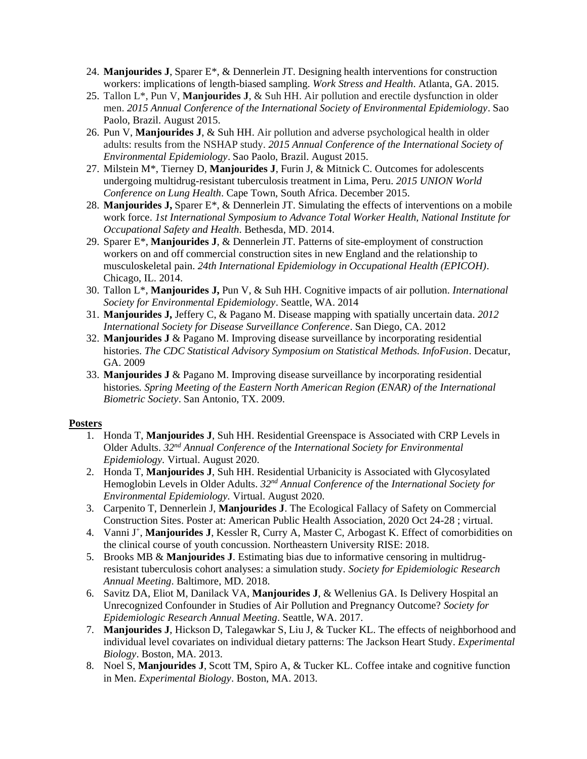24. **Manjourides J**, Sparer E*, & Dennerlein JT. Designing health interventions for construction workers: implications of length-biased sampling. *Work Stress and Health*. Atlanta, GA. 2015.
25. Tallon L*, Pun V, **Manjourides J**, & Suh HH. Air pollution and erectile dysfunction in older men. *2015 Annual Conference of the International Society of Environmental Epidemiology*. Sao Paolo, Brazil. August 2015.
26. Pun V, **Manjourides J**, & Suh HH. Air pollution and adverse psychological health in older adults: results from the NSHAP study. *2015 Annual Conference of the International Society of Environmental Epidemiology*. Sao Paolo, Brazil. August 2015.
27. Milstein M*, Tierney D, **Manjourides J**, Furin J, & Mitnick C. Outcomes for adolescents undergoing multidrug-resistant tuberculosis treatment in Lima, Peru. *2015 UNION World Conference on Lung Health*. Cape Town, South Africa. December 2015.
28. **Manjourides J,** Sparer E*, & Dennerlein JT. Simulating the effects of interventions on a mobile work force. *1st International Symposium to Advance Total Worker Health, National Institute for Occupational Safety and Health*. Bethesda, MD. 2014.
29. Sparer E*, **Manjourides J**, & Dennerlein JT. Patterns of site-employment of construction workers on and off commercial construction sites in new England and the relationship to musculoskeletal pain. *24th International Epidemiology in Occupational Health (EPICOH)*. Chicago, IL. 2014.
30. Tallon L*, **Manjourides J,** Pun V, & Suh HH. Cognitive impacts of air pollution. *International Society for Environmental Epidemiology*. Seattle, WA. 2014
31. **Manjourides J,** Jeffery C, & Pagano M. Disease mapping with spatially uncertain data. *2012 International Society for Disease Surveillance Conference*. San Diego, CA. 2012
32. **Manjourides J** & Pagano M. Improving disease surveillance by incorporating residential histories. *The CDC Statistical Advisory Symposium on Statistical Methods. InfoFusion*. Decatur, GA. 2009
33. **Manjourides J** & Pagano M. Improving disease surveillance by incorporating residential histories. *Spring Meeting of the Eastern North American Region (ENAR) of the International Biometric Society*. San Antonio, TX. 2009.

**Posters**

1. Honda T, **Manjourides J**, Suh HH. Residential Greenspace is Associated with CRP Levels in Older Adults. *32nd Annual Conference of* the *International Society for Environmental Epidemiology*. Virtual. August 2020.
2. Honda T, **Manjourides J**, Suh HH. Residential Urbanicity is Associated with Glycosylated Hemoglobin Levels in Older Adults. *32nd Annual Conference of* the *International Society for Environmental Epidemiology.* Virtual. August 2020.
3. Carpenito T, Dennerlein J, **Manjourides J**. The Ecological Fallacy of Safety on Commercial Construction Sites. Poster at: American Public Health Association, 2020 Oct 24-28 ; virtual.
4. Vanni J[+], **Manjourides J**, Kessler R, Curry A, Master C, Arbogast K. Effect of comorbidities on the clinical course of youth concussion. Northeastern University RISE: 2018.
5. Brooks MB & **Manjourides J**. Estimating bias due to informative censoring in multidrug-resistant tuberculosis cohort analyses: a simulation study. *Society for Epidemiologic Research Annual Meeting*. Baltimore, MD. 2018.
6. Savitz DA, Eliot M, Danilack VA, **Manjourides J**, & Wellenius GA. Is Delivery Hospital an Unrecognized Confounder in Studies of Air Pollution and Pregnancy Outcome? *Society for Epidemiologic Research Annual Meeting*. Seattle, WA. 2017.
7. **Manjourides J**, Hickson D, Talegawkar S, Liu J, & Tucker KL. The effects of neighborhood and individual level covariates on individual dietary patterns: The Jackson Heart Study. *Experimental Biology*. Boston, MA. 2013.
8. Noel S, **Manjourides J**, Scott TM, Spiro A, & Tucker KL. Coffee intake and cognitive function in Men. *Experimental Biology*. Boston, MA. 2013.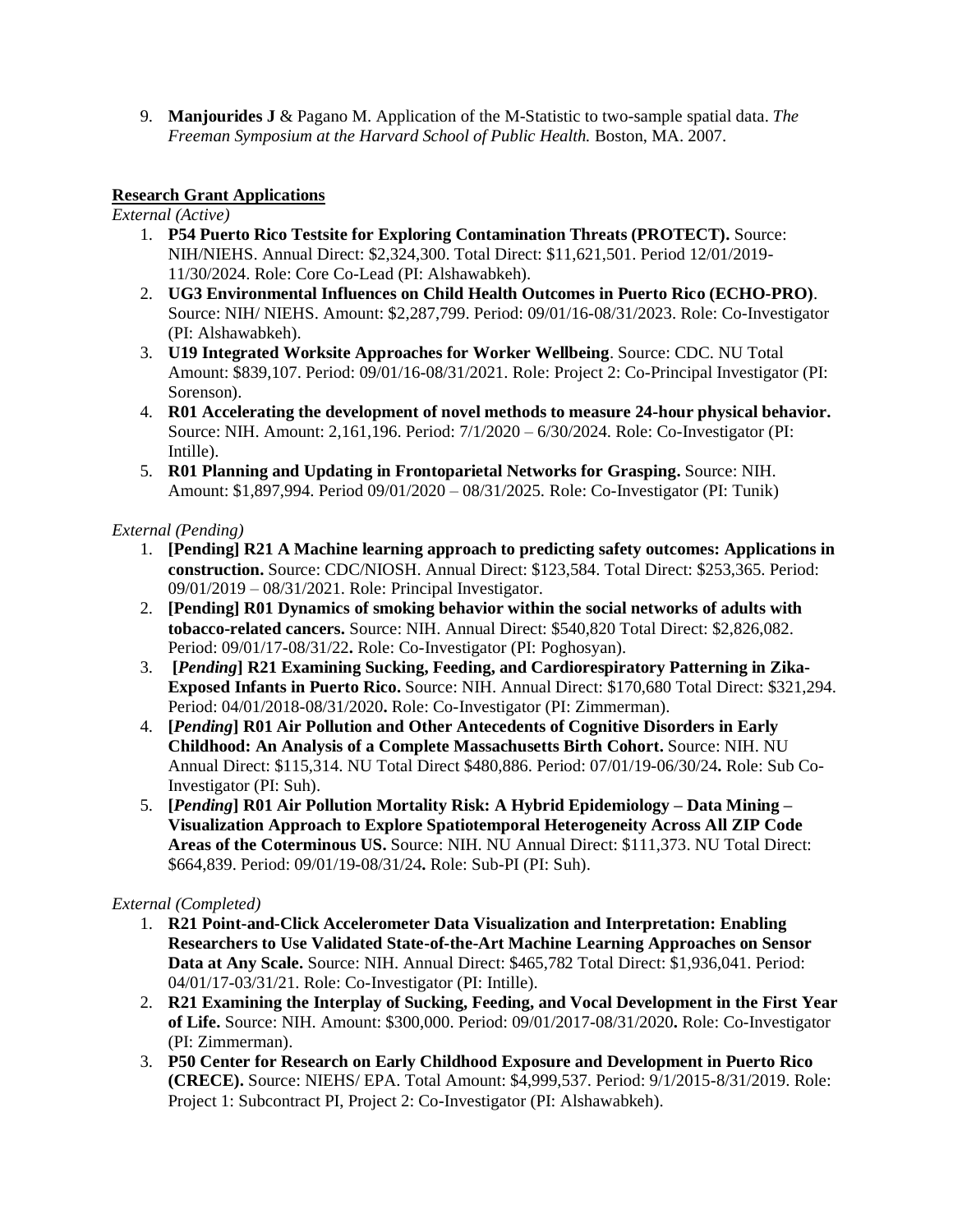9. **Manjourides J** & Pagano M. Application of the M-Statistic to two-sample spatial data. *The Freeman Symposium at the Harvard School of Public Health.* Boston, MA. 2007.

**Research Grant Applications**

*External (Active)*

1. **P54 Puerto Rico Testsite for Exploring Contamination Threats (PROTECT).** Source: NIH/NIEHS. Annual Direct: $2,324,300. Total Direct: $11,621,501. Period 12/01/2019-11/30/2024. Role: Core Co-Lead (PI: Alshawabkeh).
2. **UG3 Environmental Influences on Child Health Outcomes in Puerto Rico (ECHO-PRO)**. Source: NIH/ NIEHS. Amount: $2,287,799. Period: 09/01/16-08/31/2023. Role: Co-Investigator (PI: Alshawabkeh).
3. **U19 Integrated Worksite Approaches for Worker Wellbeing**. Source: CDC. NU Total Amount: $839,107. Period: 09/01/16-08/31/2021. Role: Project 2: Co-Principal Investigator (PI: Sorenson).
4. **R01 Accelerating the development of novel methods to measure 24-hour physical behavior.** Source: NIH. Amount: 2,161,196. Period: 7/1/2020 – 6/30/2024. Role: Co-Investigator (PI: Intille).
5. **R01 Planning and Updating in Frontoparietal Networks for Grasping.** Source: NIH. Amount: $1,897,994. Period 09/01/2020 – 08/31/2025. Role: Co-Investigator (PI: Tunik)

*External (Pending)*

1. **[Pending] R21 A Machine learning approach to predicting safety outcomes: Applications in construction.** Source: CDC/NIOSH. Annual Direct: $123,584. Total Direct: $253,365. Period: 09/01/2019 – 08/31/2021. Role: Principal Investigator.
2. **[Pending] R01 Dynamics of smoking behavior within the social networks of adults with tobacco-related cancers.** Source: NIH. Annual Direct: $540,820 Total Direct: $2,826,082. Period: 09/01/17-08/31/22**.** Role: Co-Investigator (PI: Poghosyan).
3. **[*Pending*] R21 Examining Sucking, Feeding, and Cardiorespiratory Patterning in Zika-Exposed Infants in Puerto Rico.** Source: NIH. Annual Direct: $170,680 Total Direct: $321,294. Period: 04/01/2018-08/31/2020**.** Role: Co-Investigator (PI: Zimmerman).
4. **[*Pending*] R01 Air Pollution and Other Antecedents of Cognitive Disorders in Early Childhood: An Analysis of a Complete Massachusetts Birth Cohort.** Source: NIH. NU Annual Direct: $115,314. NU Total Direct $480,886. Period: 07/01/19-06/30/24**.** Role: Sub Co-Investigator (PI: Suh).
5. **[*Pending*] R01 Air Pollution Mortality Risk: A Hybrid Epidemiology – Data Mining – Visualization Approach to Explore Spatiotemporal Heterogeneity Across All ZIP Code Areas of the Coterminous US.** Source: NIH. NU Annual Direct: $111,373. NU Total Direct: $664,839. Period: 09/01/19-08/31/24**.** Role: Sub-PI (PI: Suh).

*External (Completed)*

1. **R21 Point-and-Click Accelerometer Data Visualization and Interpretation: Enabling Researchers to Use Validated State-of-the-Art Machine Learning Approaches on Sensor Data at Any Scale.** Source: NIH. Annual Direct: $465,782 Total Direct: $1,936,041. Period: 04/01/17-03/31/21. Role: Co-Investigator (PI: Intille).
2. **R21 Examining the Interplay of Sucking, Feeding, and Vocal Development in the First Year of Life.** Source: NIH. Amount: $300,000. Period: 09/01/2017-08/31/2020**.** Role: Co-Investigator (PI: Zimmerman).
3. **P50 Center for Research on Early Childhood Exposure and Development in Puerto Rico (CRECE).** Source: NIEHS/ EPA. Total Amount: $4,999,537. Period: 9/1/2015-8/31/2019. Role: Project 1: Subcontract PI, Project 2: Co-Investigator (PI: Alshawabkeh).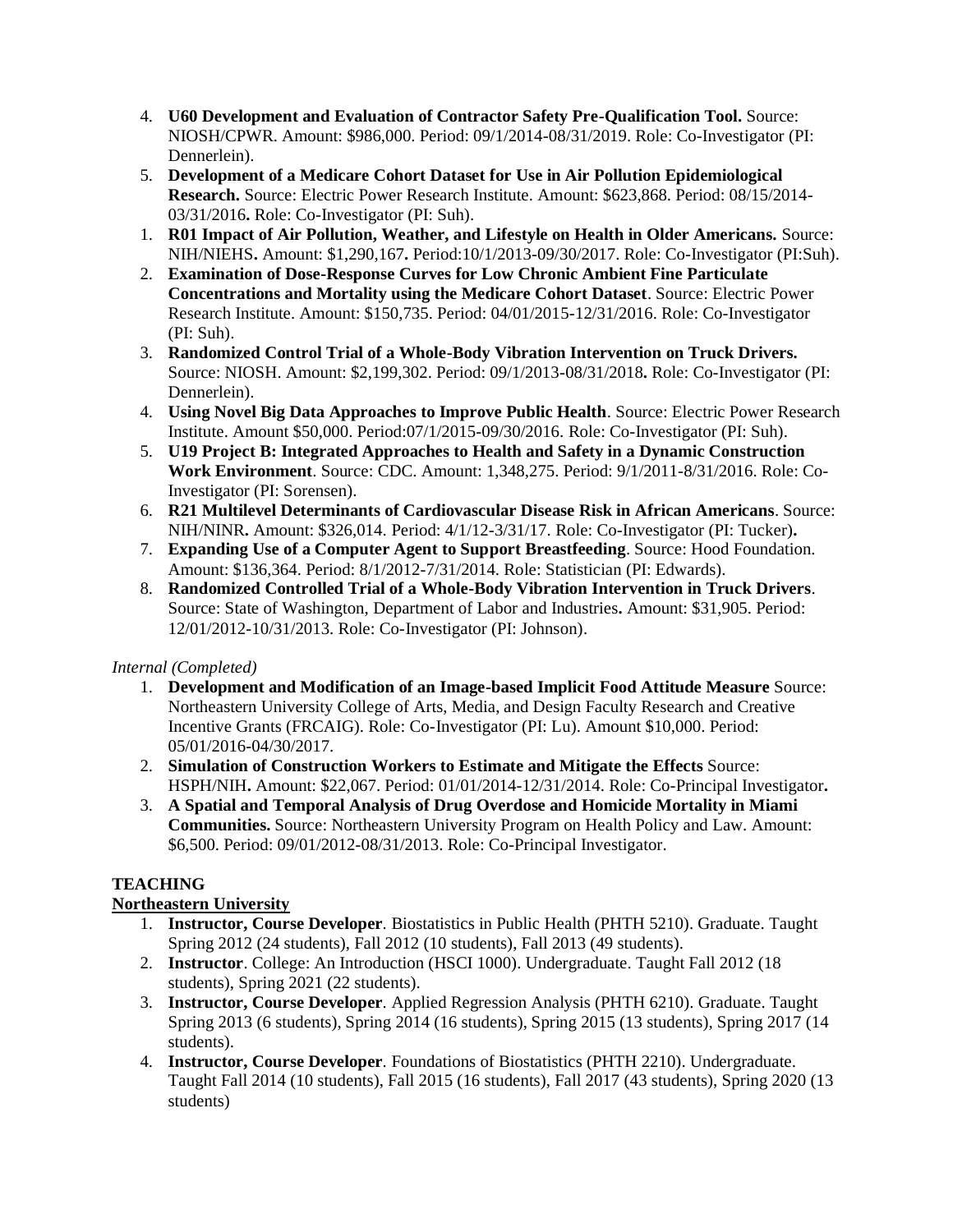4. **U60 Development and Evaluation of Contractor Safety Pre-Qualification Tool.** Source: NIOSH/CPWR. Amount: $986,000. Period: 09/1/2014-08/31/2019. Role: Co-Investigator (PI: Dennerlein).
5. **Development of a Medicare Cohort Dataset for Use in Air Pollution Epidemiological Research.** Source: Electric Power Research Institute. Amount: $623,868. Period: 08/15/2014-03/31/2016**.** Role: Co-Investigator (PI: Suh).

1. **R01 Impact of Air Pollution, Weather, and Lifestyle on Health in Older Americans.** Source: NIH/NIEHS**.** Amount: $1,290,167**.** Period:10/1/2013-09/30/2017. Role: Co-Investigator (PI:Suh).
2. **Examination of Dose-Response Curves for Low Chronic Ambient Fine Particulate Concentrations and Mortality using the Medicare Cohort Dataset**. Source: Electric Power Research Institute. Amount: $150,735. Period: 04/01/2015-12/31/2016. Role: Co-Investigator (PI: Suh).
3. **Randomized Control Trial of a Whole-Body Vibration Intervention on Truck Drivers.** Source: NIOSH. Amount: $2,199,302. Period: 09/1/2013-08/31/2018**.** Role: Co-Investigator (PI: Dennerlein).
4. **Using Novel Big Data Approaches to Improve Public Health**. Source: Electric Power Research Institute. Amount $50,000. Period:07/1/2015-09/30/2016. Role: Co-Investigator (PI: Suh).
5. **U19 Project B: Integrated Approaches to Health and Safety in a Dynamic Construction Work Environment**. Source: CDC. Amount: 1,348,275. Period: 9/1/2011-8/31/2016. Role: Co-Investigator (PI: Sorensen).
6. **R21 Multilevel Determinants of Cardiovascular Disease Risk in African Americans**. Source: NIH/NINR**.** Amount: $326,014. Period: 4/1/12-3/31/17. Role: Co-Investigator (PI: Tucker)**.**
7. **Expanding Use of a Computer Agent to Support Breastfeeding**. Source: Hood Foundation. Amount: $136,364. Period: 8/1/2012-7/31/2014. Role: Statistician (PI: Edwards).
8. **Randomized Controlled Trial of a Whole-Body Vibration Intervention in Truck Drivers**. Source: State of Washington, Department of Labor and Industries**.** Amount: $31,905. Period: 12/01/2012-10/31/2013. Role: Co-Investigator (PI: Johnson).

*Internal (Completed)*

1. **Development and Modification of an Image-based Implicit Food Attitude Measure** Source: Northeastern University College of Arts, Media, and Design Faculty Research and Creative Incentive Grants (FRCAIG). Role: Co-Investigator (PI: Lu). Amount $10,000. Period: 05/01/2016-04/30/2017.
2. **Simulation of Construction Workers to Estimate and Mitigate the Effects** Source: HSPH/NIH**.** Amount: $22,067. Period: 01/01/2014-12/31/2014. Role: Co-Principal Investigator**.**
3. **A Spatial and Temporal Analysis of Drug Overdose and Homicide Mortality in Miami Communities.** Source: Northeastern University Program on Health Policy and Law. Amount: $6,500. Period: 09/01/2012-08/31/2013. Role: Co-Principal Investigator.

**TEACHING**

**Northeastern University**

1. **Instructor, Course Developer**. Biostatistics in Public Health (PHTH 5210). Graduate. Taught Spring 2012 (24 students), Fall 2012 (10 students), Fall 2013 (49 students).
2. **Instructor**. College: An Introduction (HSCI 1000). Undergraduate. Taught Fall 2012 (18 students), Spring 2021 (22 students).
3. **Instructor, Course Developer**. Applied Regression Analysis (PHTH 6210). Graduate. Taught Spring 2013 (6 students), Spring 2014 (16 students), Spring 2015 (13 students), Spring 2017 (14 students).
4. **Instructor, Course Developer**. Foundations of Biostatistics (PHTH 2210). Undergraduate. Taught Fall 2014 (10 students), Fall 2015 (16 students), Fall 2017 (43 students), Spring 2020 (13 students)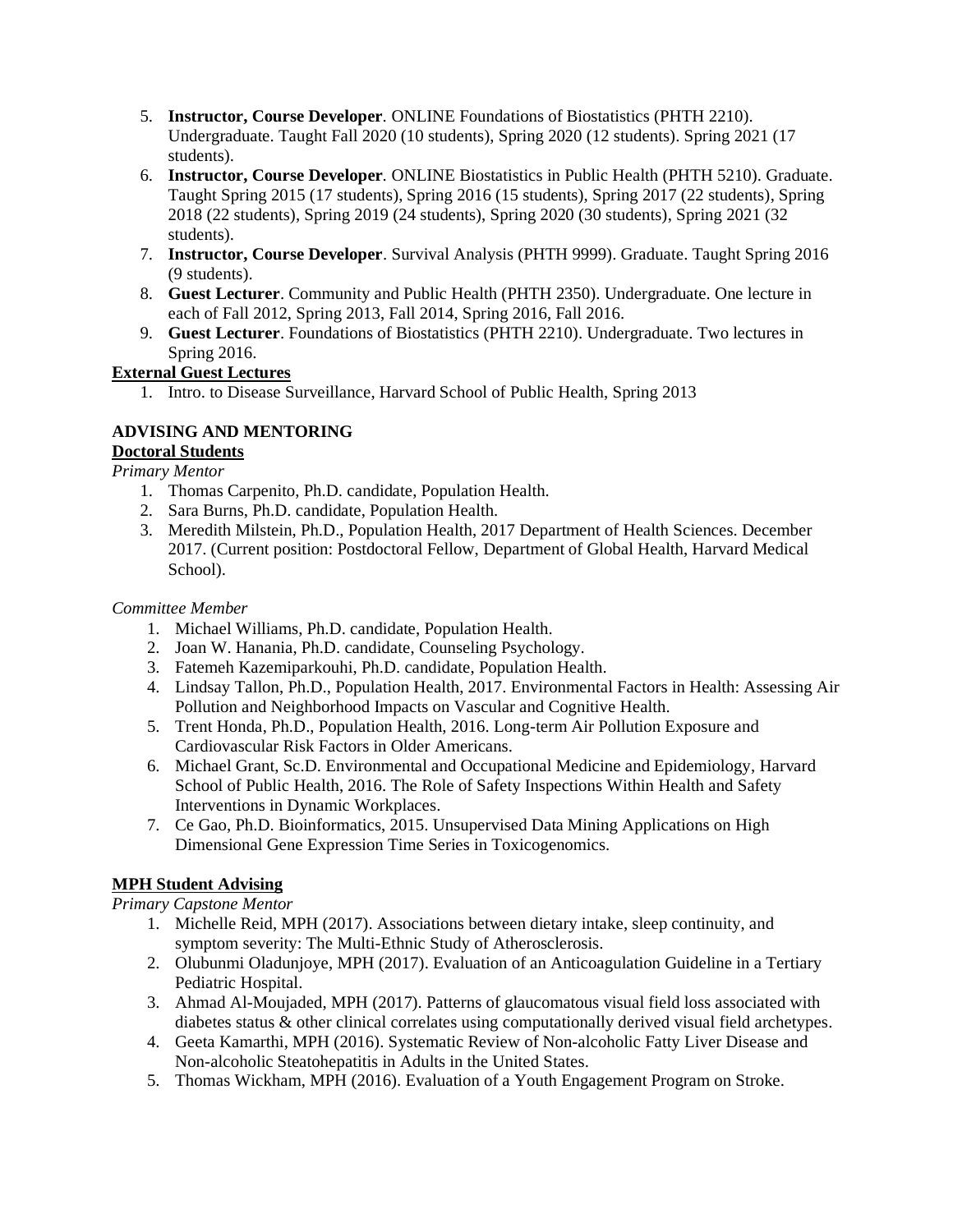5. **Instructor, Course Developer**. ONLINE Foundations of Biostatistics (PHTH 2210). Undergraduate. Taught Fall 2020 (10 students), Spring 2020 (12 students). Spring 2021 (17 students).
6. **Instructor, Course Developer**. ONLINE Biostatistics in Public Health (PHTH 5210). Graduate. Taught Spring 2015 (17 students), Spring 2016 (15 students), Spring 2017 (22 students), Spring 2018 (22 students), Spring 2019 (24 students), Spring 2020 (30 students), Spring 2021 (32 students).
7. **Instructor, Course Developer**. Survival Analysis (PHTH 9999). Graduate. Taught Spring 2016 (9 students).
8. **Guest Lecturer**. Community and Public Health (PHTH 2350). Undergraduate. One lecture in each of Fall 2012, Spring 2013, Fall 2014, Spring 2016, Fall 2016.
9. **Guest Lecturer**. Foundations of Biostatistics (PHTH 2210). Undergraduate. Two lectures in Spring 2016.

**External Guest Lectures**

1. Intro. to Disease Surveillance, Harvard School of Public Health, Spring 2013

## ADVISING AND MENTORING

**Doctoral Students**

*Primary Mentor*

1. Thomas Carpenito, Ph.D. candidate, Population Health.
2. Sara Burns, Ph.D. candidate, Population Health.
3. Meredith Milstein, Ph.D., Population Health, 2017 Department of Health Sciences. December 2017. (Current position: Postdoctoral Fellow, Department of Global Health, Harvard Medical School).

*Committee Member*

1. Michael Williams, Ph.D. candidate, Population Health.
2. Joan W. Hanania, Ph.D. candidate, Counseling Psychology.
3. Fatemeh Kazemiparkouhi, Ph.D. candidate, Population Health.
4. Lindsay Tallon, Ph.D., Population Health, 2017. Environmental Factors in Health: Assessing Air Pollution and Neighborhood Impacts on Vascular and Cognitive Health.
5. Trent Honda, Ph.D., Population Health, 2016. Long-term Air Pollution Exposure and Cardiovascular Risk Factors in Older Americans.
6. Michael Grant, Sc.D. Environmental and Occupational Medicine and Epidemiology, Harvard School of Public Health, 2016. The Role of Safety Inspections Within Health and Safety Interventions in Dynamic Workplaces.
7. Ce Gao, Ph.D. Bioinformatics, 2015. Unsupervised Data Mining Applications on High Dimensional Gene Expression Time Series in Toxicogenomics.

**MPH Student Advising**

*Primary Capstone Mentor*

1. Michelle Reid, MPH (2017). Associations between dietary intake, sleep continuity, and symptom severity: The Multi-Ethnic Study of Atherosclerosis.
2. Olubunmi Oladunjoye, MPH (2017). Evaluation of an Anticoagulation Guideline in a Tertiary Pediatric Hospital.
3. Ahmad Al-Moujaded, MPH (2017). Patterns of glaucomatous visual field loss associated with diabetes status & other clinical correlates using computationally derived visual field archetypes.
4. Geeta Kamarthi, MPH (2016). Systematic Review of Non-alcoholic Fatty Liver Disease and Non-alcoholic Steatohepatitis in Adults in the United States.
5. Thomas Wickham, MPH (2016). Evaluation of a Youth Engagement Program on Stroke.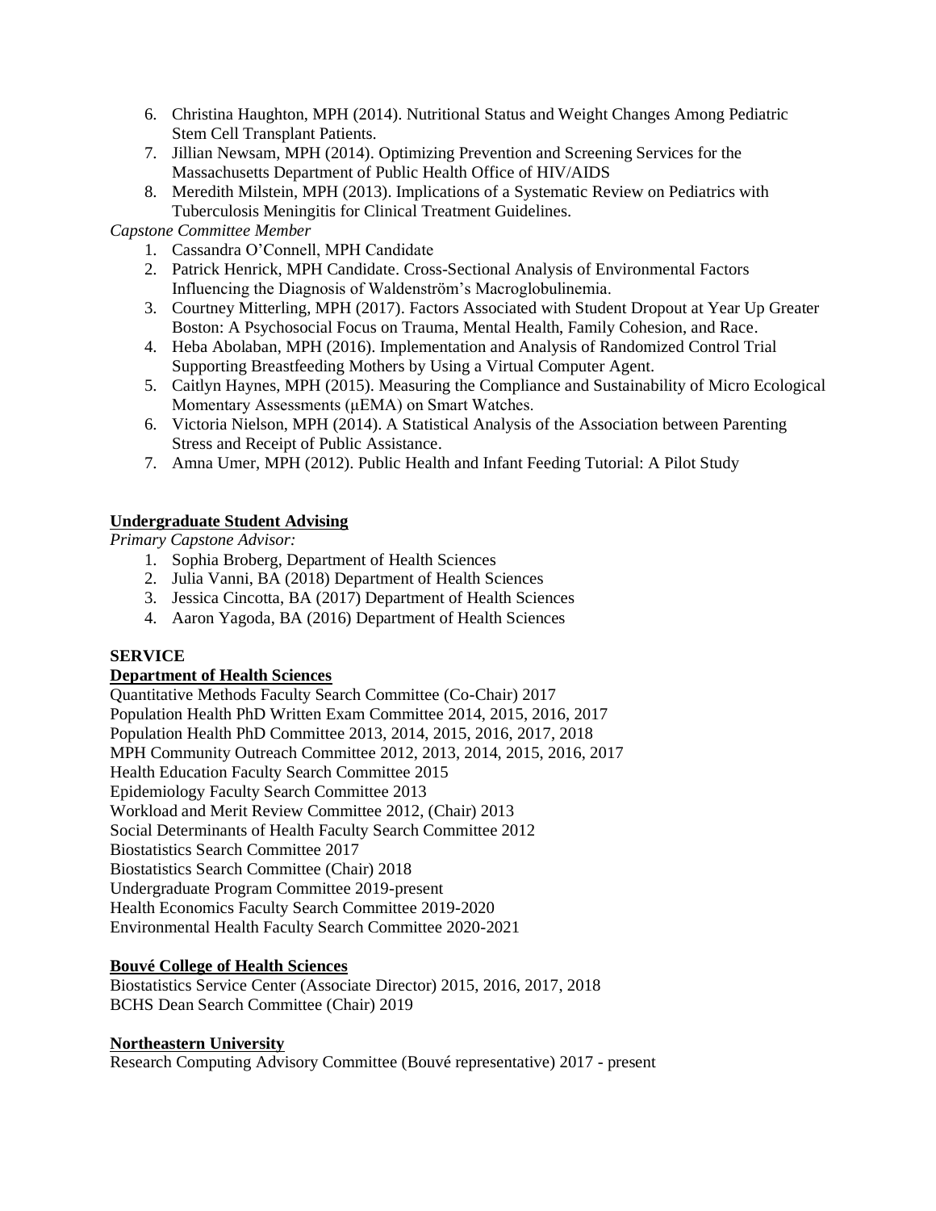6. Christina Haughton, MPH (2014). Nutritional Status and Weight Changes Among Pediatric Stem Cell Transplant Patients.
7. Jillian Newsam, MPH (2014). Optimizing Prevention and Screening Services for the Massachusetts Department of Public Health Office of HIV/AIDS
8. Meredith Milstein, MPH (2013). Implications of a Systematic Review on Pediatrics with Tuberculosis Meningitis for Clinical Treatment Guidelines.

*Capstone Committee Member*

1. Cassandra O'Connell, MPH Candidate
2. Patrick Henrick, MPH Candidate. Cross-Sectional Analysis of Environmental Factors Influencing the Diagnosis of Waldenström's Macroglobulinemia.
3. Courtney Mitterling, MPH (2017). Factors Associated with Student Dropout at Year Up Greater Boston: A Psychosocial Focus on Trauma, Mental Health, Family Cohesion, and Race.
4. Heba Abolaban, MPH (2016). Implementation and Analysis of Randomized Control Trial Supporting Breastfeeding Mothers by Using a Virtual Computer Agent.
5. Caitlyn Haynes, MPH (2015). Measuring the Compliance and Sustainability of Micro Ecological Momentary Assessments (μEMA) on Smart Watches.
6. Victoria Nielson, MPH (2014). A Statistical Analysis of the Association between Parenting Stress and Receipt of Public Assistance.
7. Amna Umer, MPH (2012). Public Health and Infant Feeding Tutorial: A Pilot Study

**Undergraduate Student Advising**

*Primary Capstone Advisor:*

1. Sophia Broberg, Department of Health Sciences
2. Julia Vanni, BA (2018) Department of Health Sciences
3. Jessica Cincotta, BA (2017) Department of Health Sciences
4. Aaron Yagoda, BA (2016) Department of Health Sciences

## SERVICE

**Department of Health Sciences**

Quantitative Methods Faculty Search Committee (Co-Chair) 2017
Population Health PhD Written Exam Committee 2014, 2015, 2016, 2017
Population Health PhD Committee 2013, 2014, 2015, 2016, 2017, 2018
MPH Community Outreach Committee 2012, 2013, 2014, 2015, 2016, 2017
Health Education Faculty Search Committee 2015
Epidemiology Faculty Search Committee 2013
Workload and Merit Review Committee 2012, (Chair) 2013
Social Determinants of Health Faculty Search Committee 2012
Biostatistics Search Committee 2017
Biostatistics Search Committee (Chair) 2018
Undergraduate Program Committee 2019-present
Health Economics Faculty Search Committee 2019-2020
Environmental Health Faculty Search Committee 2020-2021

**Bouvé College of Health Sciences**

Biostatistics Service Center (Associate Director) 2015, 2016, 2017, 2018
BCHS Dean Search Committee (Chair) 2019

**Northeastern University**

Research Computing Advisory Committee (Bouvé representative) 2017 - present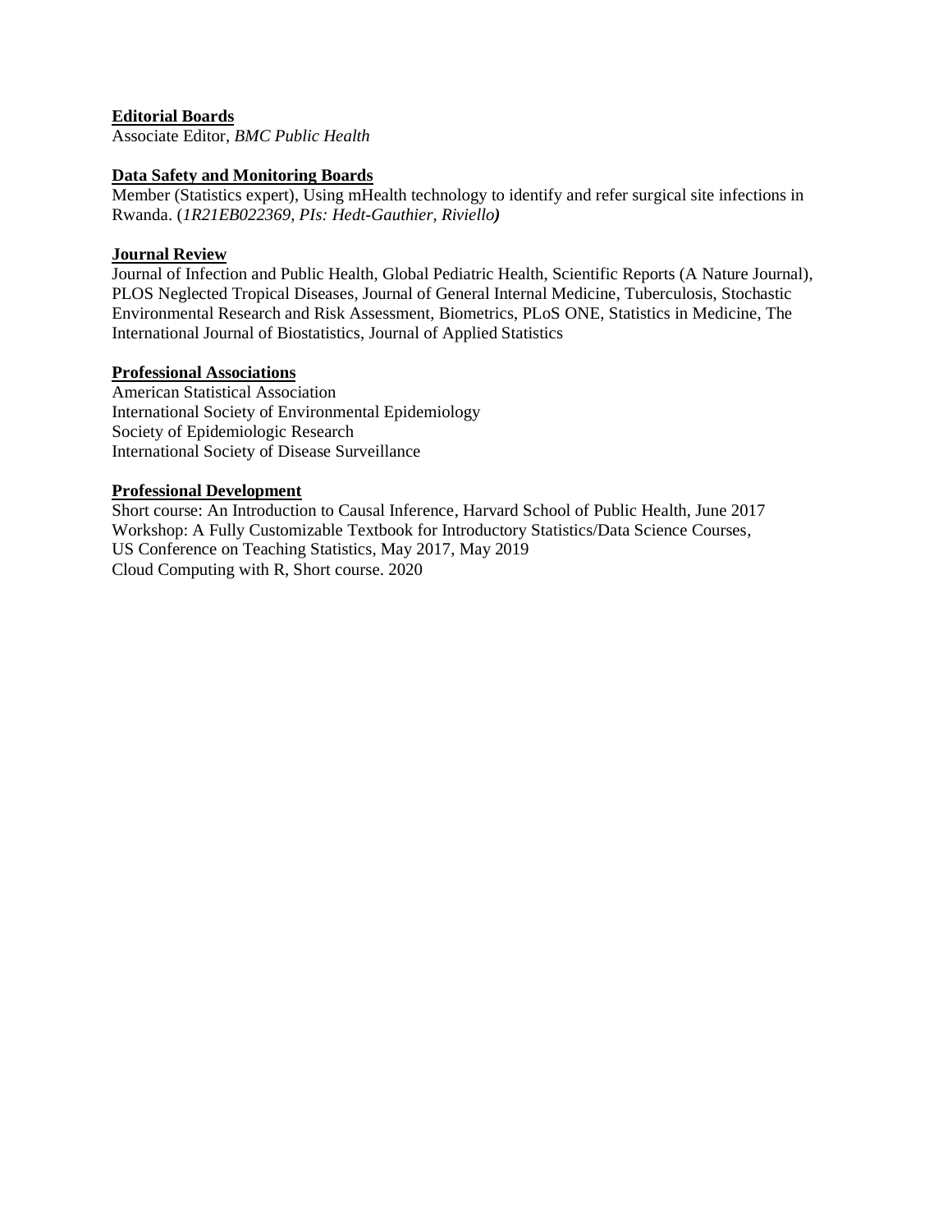**Editorial Boards**
Associate Editor, *BMC Public Health*

**Data Safety and Monitoring Boards**
Member (Statistics expert), Using mHealth technology to identify and refer surgical site infections in Rwanda. (*1R21EB022369, PIs: Hedt-Gauthier, Riviello)*

**Journal Review**
Journal of Infection and Public Health, Global Pediatric Health, Scientific Reports (A Nature Journal), PLOS Neglected Tropical Diseases, Journal of General Internal Medicine, Tuberculosis, Stochastic Environmental Research and Risk Assessment, Biometrics, PLoS ONE, Statistics in Medicine, The International Journal of Biostatistics, Journal of Applied Statistics

**Professional Associations**
American Statistical Association
International Society of Environmental Epidemiology
Society of Epidemiologic Research
International Society of Disease Surveillance

**Professional Development**
Short course: An Introduction to Causal Inference, Harvard School of Public Health, June 2017
Workshop: A Fully Customizable Textbook for Introductory Statistics/Data Science Courses,
US Conference on Teaching Statistics, May 2017, May 2019
Cloud Computing with R, Short course. 2020